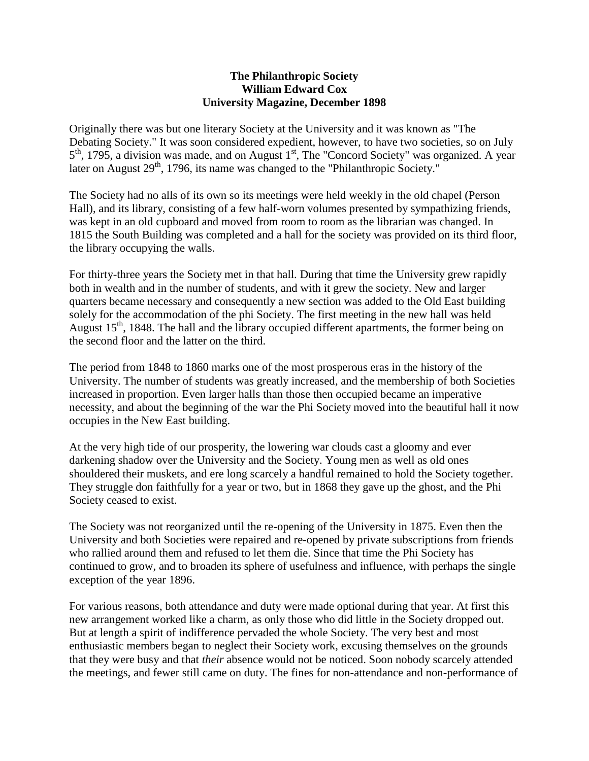**The Philanthropic Society**
**William Edward Cox**
**University Magazine, December 1898**

Originally there was but one literary Society at the University and it was known as "The Debating Society." It was soon considered expedient, however, to have two societies, so on July 5th, 1795, a division was made, and on August 1st, The "Concord Society" was organized. A year later on August 29th, 1796, its name was changed to the "Philanthropic Society."

The Society had no alls of its own so its meetings were held weekly in the old chapel (Person Hall), and its library, consisting of a few half-worn volumes presented by sympathizing friends, was kept in an old cupboard and moved from room to room as the librarian was changed. In 1815 the South Building was completed and a hall for the society was provided on its third floor, the library occupying the walls.

For thirty-three years the Society met in that hall. During that time the University grew rapidly both in wealth and in the number of students, and with it grew the society. New and larger quarters became necessary and consequently a new section was added to the Old East building solely for the accommodation of the phi Society. The first meeting in the new hall was held August 15th, 1848. The hall and the library occupied different apartments, the former being on the second floor and the latter on the third.

The period from 1848 to 1860 marks one of the most prosperous eras in the history of the University. The number of students was greatly increased, and the membership of both Societies increased in proportion. Even larger halls than those then occupied became an imperative necessity, and about the beginning of the war the Phi Society moved into the beautiful hall it now occupies in the New East building.

At the very high tide of our prosperity, the lowering war clouds cast a gloomy and ever darkening shadow over the University and the Society. Young men as well as old ones shouldered their muskets, and ere long scarcely a handful remained to hold the Society together. They struggle don faithfully for a year or two, but in 1868 they gave up the ghost, and the Phi Society ceased to exist.

The Society was not reorganized until the re-opening of the University in 1875. Even then the University and both Societies were repaired and re-opened by private subscriptions from friends who rallied around them and refused to let them die. Since that time the Phi Society has continued to grow, and to broaden its sphere of usefulness and influence, with perhaps the single exception of the year 1896.

For various reasons, both attendance and duty were made optional during that year. At first this new arrangement worked like a charm, as only those who did little in the Society dropped out. But at length a spirit of indifference pervaded the whole Society. The very best and most enthusiastic members began to neglect their Society work, excusing themselves on the grounds that they were busy and that *their* absence would not be noticed. Soon nobody scarcely attended the meetings, and fewer still came on duty. The fines for non-attendance and non-performance of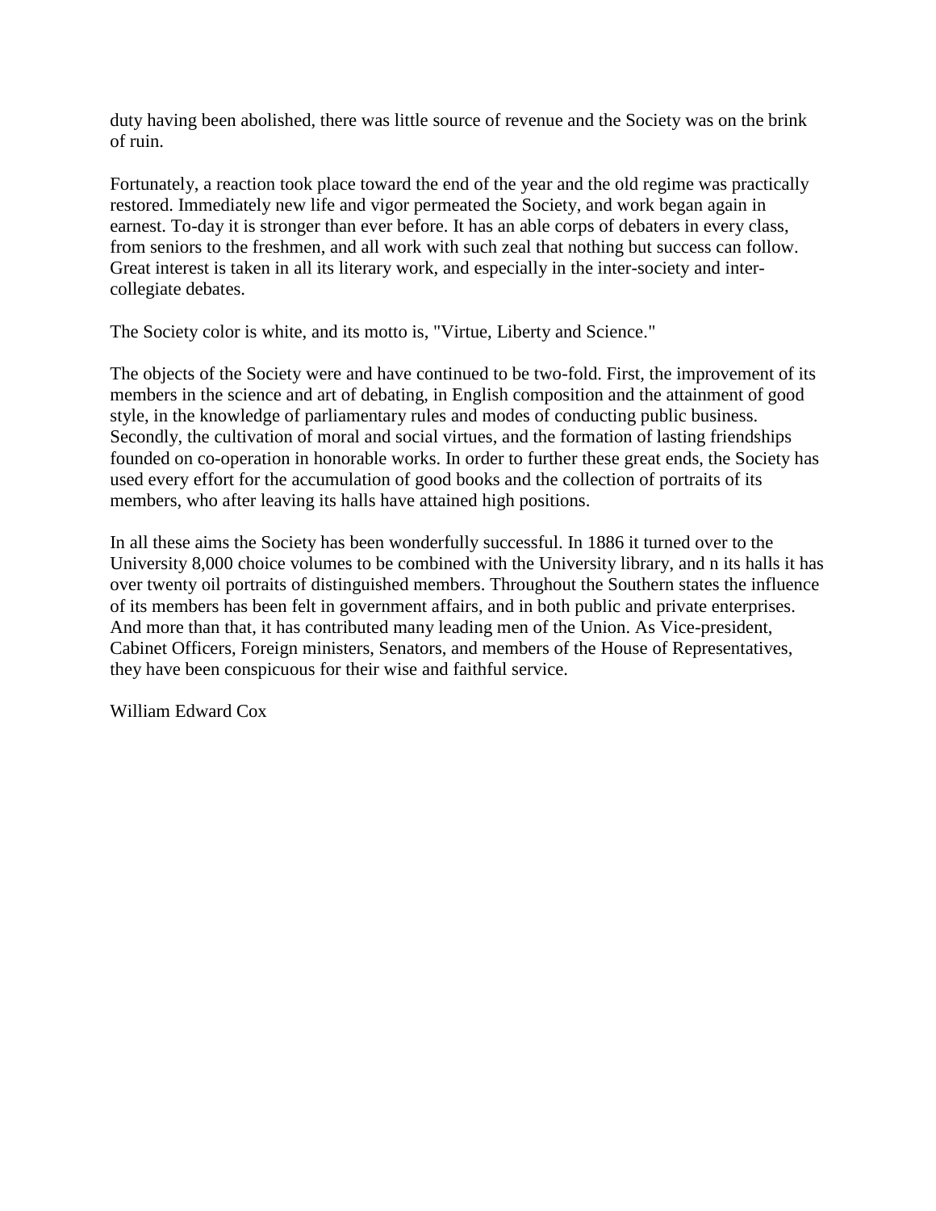duty having been abolished, there was little source of revenue and the Society was on the brink of ruin.

Fortunately, a reaction took place toward the end of the year and the old regime was practically restored. Immediately new life and vigor permeated the Society, and work began again in earnest. To-day it is stronger than ever before. It has an able corps of debaters in every class, from seniors to the freshmen, and all work with such zeal that nothing but success can follow. Great interest is taken in all its literary work, and especially in the inter-society and inter-collegiate debates.

The Society color is white, and its motto is, "Virtue, Liberty and Science."

The objects of the Society were and have continued to be two-fold. First, the improvement of its members in the science and art of debating, in English composition and the attainment of good style, in the knowledge of parliamentary rules and modes of conducting public business. Secondly, the cultivation of moral and social virtues, and the formation of lasting friendships founded on co-operation in honorable works. In order to further these great ends, the Society has used every effort for the accumulation of good books and the collection of portraits of its members, who after leaving its halls have attained high positions.

In all these aims the Society has been wonderfully successful. In 1886 it turned over to the University 8,000 choice volumes to be combined with the University library, and n its halls it has over twenty oil portraits of distinguished members. Throughout the Southern states the influence of its members has been felt in government affairs, and in both public and private enterprises. And more than that, it has contributed many leading men of the Union. As Vice-president, Cabinet Officers, Foreign ministers, Senators, and members of the House of Representatives, they have been conspicuous for their wise and faithful service.

William Edward Cox